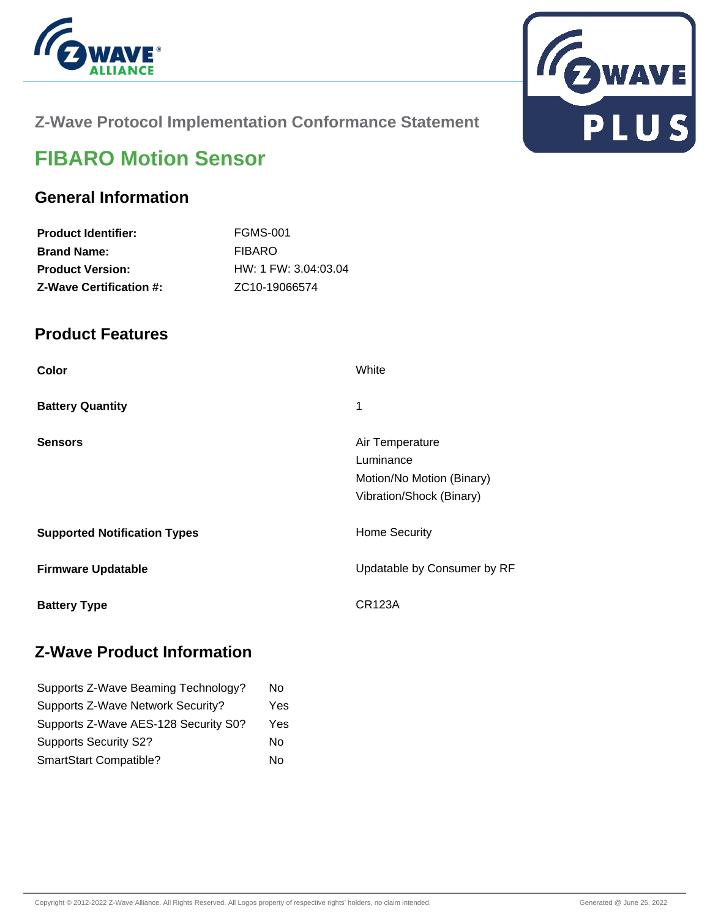## Z-Wave Protocol Implementation Conformance Statement

# FIBARO Motion Sensor

## General Information

| | |
|---|---|
| **Product Identifier:** | FGMS-001 |
| **Brand Name:** | FIBARO |
| **Product Version:** | HW: 1 FW: 3.04:03.04 |
| **Z-Wave Certification #:** | ZC10-19066574 |

## Product Features

| | |
|---|---|
| **Color** | White |
| **Battery Quantity** | 1 |
| **Sensors** | Air Temperature<br>Luminance<br>Motion/No Motion (Binary)<br>Vibration/Shock (Binary) |
| **Supported Notification Types** | Home Security |
| **Firmware Updatable** | Updatable by Consumer by RF |
| **Battery Type** | CR123A |

## Z-Wave Product Information

| | |
|---|---|
| Supports Z-Wave Beaming Technology? | No |
| Supports Z-Wave Network Security? | Yes |
| Supports Z-Wave AES-128 Security S0? | Yes |
| Supports Security S2? | No |
| SmartStart Compatible? | No |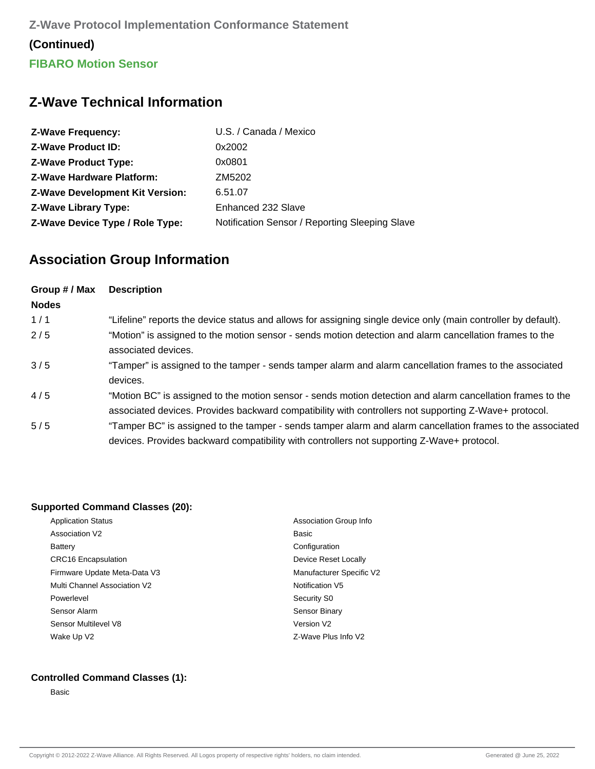Z-Wave Protocol Implementation Conformance Statement

**(Continued)**

**FIBARO Motion Sensor**

## Z-Wave Technical Information

| | |
|---|---|
| **Z-Wave Frequency:** | U.S. / Canada / Mexico |
| **Z-Wave Product ID:** | 0x2002 |
| **Z-Wave Product Type:** | 0x0801 |
| **Z-Wave Hardware Platform:** | ZM5202 |
| **Z-Wave Development Kit Version:** | 6.51.07 |
| **Z-Wave Library Type:** | Enhanced 232 Slave |
| **Z-Wave Device Type / Role Type:** | Notification Sensor / Reporting Sleeping Slave |

## Association Group Information

| Group # / Max Nodes | Description |
|---|---|
| 1 / 1 | "Lifeline" reports the device status and allows for assigning single device only (main controller by default). |
| 2 / 5 | "Motion" is assigned to the motion sensor - sends motion detection and alarm cancellation frames to the associated devices. |
| 3 / 5 | "Tamper" is assigned to the tamper - sends tamper alarm and alarm cancellation frames to the associated devices. |
| 4 / 5 | "Motion BC" is assigned to the motion sensor - sends motion detection and alarm cancellation frames to the associated devices. Provides backward compatibility with controllers not supporting Z-Wave+ protocol. |
| 5 / 5 | "Tamper BC" is assigned to the tamper - sends tamper alarm and alarm cancellation frames to the associated devices. Provides backward compatibility with controllers not supporting Z-Wave+ protocol. |

**Supported Command Classes (20):**

- Application Status
- Association Group Info
- Association V2
- Basic
- Battery
- Configuration
- CRC16 Encapsulation
- Device Reset Locally
- Firmware Update Meta-Data V3
- Manufacturer Specific V2
- Multi Channel Association V2
- Notification V5
- Powerlevel
- Security S0
- Sensor Alarm
- Sensor Binary
- Sensor Multilevel V8
- Version V2
- Wake Up V2
- Z-Wave Plus Info V2

**Controlled Command Classes (1):**

- Basic